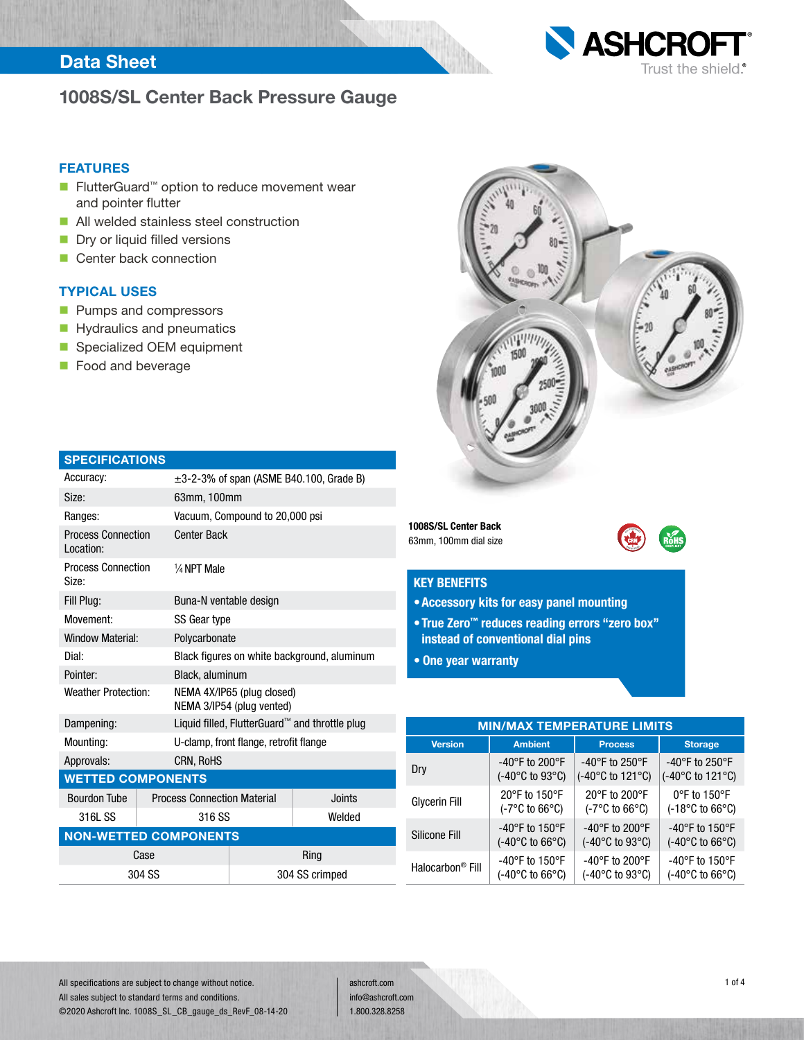# Data Sheet

## 1008S/SL Center Back Pressure Gauge

### FEATURES

- FlutterGuard™ option to reduce movement wear and pointer flutter
- All welded stainless steel construction
- Dry or liquid filled versions
- Center back connection

### TYPICAL USES

- Pumps and compressors
- Hydraulics and pneumatics
- Specialized OEM equipment
- Food and beverage

**1008S/SL Center Back**
63mm, 100mm dial size

### KEY BENEFITS

- **Accessory kits for easy panel mounting**
- **True Zero™ reduces reading errors "zero box" instead of conventional dial pins**
- **One year warranty**

### SPECIFICATIONS

| | |
|---|---|
| Accuracy: | ±3-2-3% of span (ASME B40.100, Grade B) |
| Size: | 63mm, 100mm |
| Ranges: | Vacuum, Compound to 20,000 psi |
| Process Connection Location: | Center Back |
| Process Connection Size: | ¼ NPT Male |
| Fill Plug: | Buna-N ventable design |
| Movement: | SS Gear type |
| Window Material: | Polycarbonate |
| Dial: | Black figures on white background, aluminum |
| Pointer: | Black, aluminum |
| Weather Protection: | NEMA 4X/IP65 (plug closed)<br>NEMA 3/IP54 (plug vented) |
| Dampening: | Liquid filled, FlutterGuard™ and throttle plug |
| Mounting: | U-clamp, front flange, retrofit flange |
| Approvals: | CRN, RoHS |

### WETTED COMPONENTS

| Bourdon Tube | Process Connection Material | Joints |
|---|---|---|
| 316L SS | 316 SS | Welded |

### NON-WETTED COMPONENTS

| Case | Ring |
|---|---|
| 304 SS | 304 SS crimped |

### MIN/MAX TEMPERATURE LIMITS

| Version | Ambient | Process | Storage |
|---|---|---|---|
| Dry | -40°F to 200°F (-40°C to 93°C) | -40°F to 250°F (-40°C to 121°C) | -40°F to 250°F (-40°C to 121°C) |
| Glycerin Fill | 20°F to 150°F (-7°C to 66°C) | 20°F to 200°F (-7°C to 66°C) | 0°F to 150°F (-18°C to 66°C) |
| Silicone Fill | -40°F to 150°F (-40°C to 66°C) | -40°F to 200°F (-40°C to 93°C) | -40°F to 150°F (-40°C to 66°C) |
| Halocarbon® Fill | -40°F to 150°F (-40°C to 66°C) | -40°F to 200°F (-40°C to 93°C) | -40°F to 150°F (-40°C to 66°C) |

All specifications are subject to change without notice.
All sales subject to standard terms and conditions.
©2020 Ashcroft Inc. 1008S_SL_CB_gauge_ds_RevF_08-14-20

ashcroft.com
info@ashcroft.com
1.800.328.8258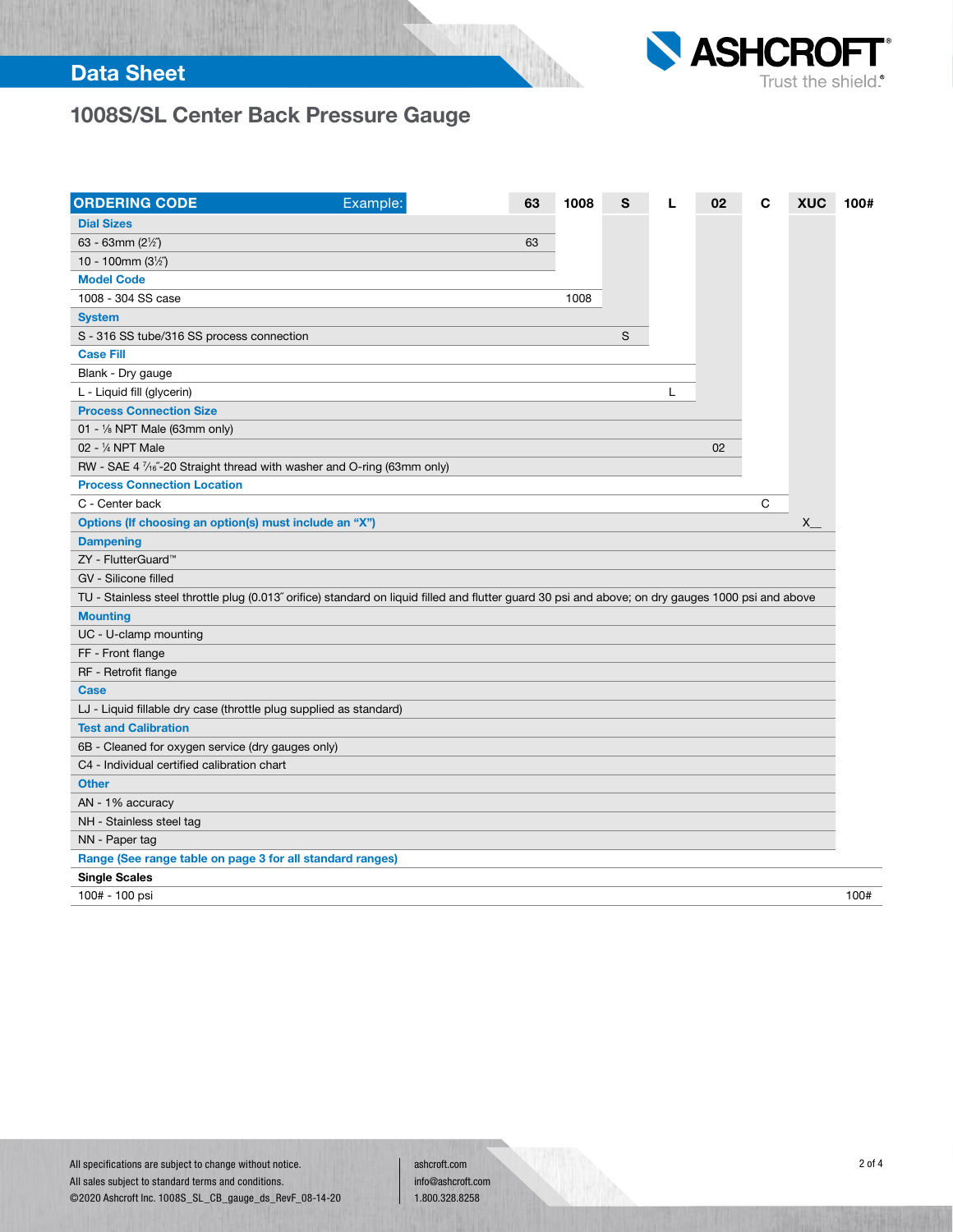# 1008S/SL Center Back Pressure Gauge

| ORDERING CODE Example: | 63 | 1008 | S | L | 02 | C | XUC | 100# |
|---|---|---|---|---|---|---|---|---|
| **Dial Sizes** | | | | | | | | |
| 63 - 63mm (2½″) | 63 | | | | | | | |
| 10 - 100mm (3½″) | | | | | | | | |
| **Model Code** | | | | | | | | |
| 1008 - 304 SS case | | 1008 | | | | | | |
| **System** | | | | | | | | |
| S - 316 SS tube/316 SS process connection | | | S | | | | | |
| **Case Fill** | | | | | | | | |
| Blank - Dry gauge | | | | | | | | |
| L - Liquid fill (glycerin) | | | | L | | | | |
| **Process Connection Size** | | | | | | | | |
| 01 - ⅛ NPT Male (63mm only) | | | | | | | | |
| 02 - ¼ NPT Male | | | | | 02 | | | |
| RW - SAE 4 7⁄16″-20 Straight thread with washer and O-ring (63mm only) | | | | | | | | |
| **Process Connection Location** | | | | | | | | |
| C - Center back | | | | | | C | | |
| **Options (If choosing an option(s) must include an "X")** | | | | | | | X__ | |
| **Dampening** | | | | | | | | |
| ZY - FlutterGuard™ | | | | | | | | |
| GV - Silicone filled | | | | | | | | |
| TU - Stainless steel throttle plug (0.013″ orifice) standard on liquid filled and flutter guard 30 psi and above; on dry gauges 1000 psi and above | | | | | | | | |
| **Mounting** | | | | | | | | |
| UC - U-clamp mounting | | | | | | | | |
| FF - Front flange | | | | | | | | |
| RF - Retrofit flange | | | | | | | | |
| **Case** | | | | | | | | |
| LJ - Liquid fillable dry case (throttle plug supplied as standard) | | | | | | | | |
| **Test and Calibration** | | | | | | | | |
| 6B - Cleaned for oxygen service (dry gauges only) | | | | | | | | |
| C4 - Individual certified calibration chart | | | | | | | | |
| **Other** | | | | | | | | |
| AN - 1% accuracy | | | | | | | | |
| NH - Stainless steel tag | | | | | | | | |
| NN - Paper tag | | | | | | | | |
| **Range (See range table on page 3 for all standard ranges)** | | | | | | | | |
| **Single Scales** | | | | | | | | |
| 100# - 100 psi | | | | | | | | 100# |

All specifications are subject to change without notice.
All sales subject to standard terms and conditions.
©2020 Ashcroft Inc. 1008S_SL_CB_gauge_ds_RevF_08-14-20

ashcroft.com
info@ashcroft.com
1.800.328.8258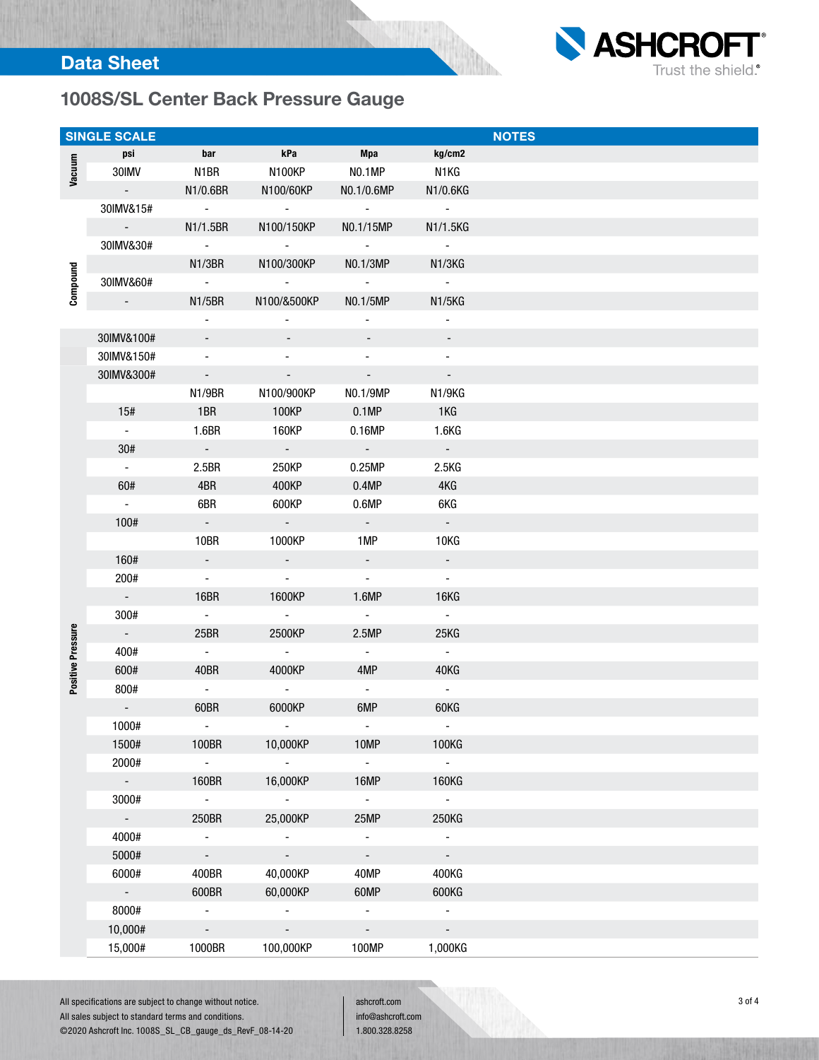Data Sheet

## 1008S/SL Center Back Pressure Gauge

| SINGLE SCALE | psi | bar | kPa | Mpa | kg/cm2 | NOTES |
|---|---|---|---|---|---|---|
| Vacuum | 30IMV | N1BR | N100KP | N0.1MP | N1KG | |
| | - | N1/0.6BR | N100/60KP | N0.1/0.6MP | N1/0.6KG | |
| Compound | 30IMV&15# | - | - | - | - | |
| | - | N1/1.5BR | N100/150KP | N0.1/15MP | N1/1.5KG | |
| | 30IMV&30# | - | - | - | - | |
| | | N1/3BR | N100/300KP | N0.1/3MP | N1/3KG | |
| | 30IMV&60# | - | - | - | - | |
| | - | N1/5BR | N100/&500KP | N0.1/5MP | N1/5KG | |
| | | - | - | - | - | |
| | 30IMV&100# | - | - | - | - | |
| | 30IMV&150# | - | - | - | - | |
| | 30IMV&300# | - | - | - | - | |
| | | N1/9BR | N100/900KP | N0.1/9MP | N1/9KG | |
| Positive Pressure | 15# | 1BR | 100KP | 0.1MP | 1KG | |
| | - | 1.6BR | 160KP | 0.16MP | 1.6KG | |
| | 30# | - | - | - | - | |
| | - | 2.5BR | 250KP | 0.25MP | 2.5KG | |
| | 60# | 4BR | 400KP | 0.4MP | 4KG | |
| | - | 6BR | 600KP | 0.6MP | 6KG | |
| | 100# | - | - | - | - | |
| | | 10BR | 1000KP | 1MP | 10KG | |
| | 160# | - | - | - | - | |
| | 200# | - | - | - | - | |
| | - | 16BR | 1600KP | 1.6MP | 16KG | |
| | 300# | - | - | - | - | |
| | - | 25BR | 2500KP | 2.5MP | 25KG | |
| | 400# | - | - | - | - | |
| | 600# | 40BR | 4000KP | 4MP | 40KG | |
| | 800# | - | - | - | - | |
| | - | 60BR | 6000KP | 6MP | 60KG | |
| | 1000# | - | - | - | - | |
| | 1500# | 100BR | 10,000KP | 10MP | 100KG | |
| | 2000# | - | - | - | - | |
| | - | 160BR | 16,000KP | 16MP | 160KG | |
| | 3000# | - | - | - | - | |
| | - | 250BR | 25,000KP | 25MP | 250KG | |
| | 4000# | - | - | - | - | |
| | 5000# | - | - | - | - | |
| | 6000# | 400BR | 40,000KP | 40MP | 400KG | |
| | - | 600BR | 60,000KP | 60MP | 600KG | |
| | 8000# | - | - | - | - | |
| | 10,000# | - | - | - | - | |
| | 15,000# | 1000BR | 100,000KP | 100MP | 1,000KG | |

All specifications are subject to change without notice.
All sales subject to standard terms and conditions.
©2020 Ashcroft Inc. 1008S_SL_CB_gauge_ds_RevF_08-14-20

ashcroft.com
info@ashcroft.com
1.800.328.8258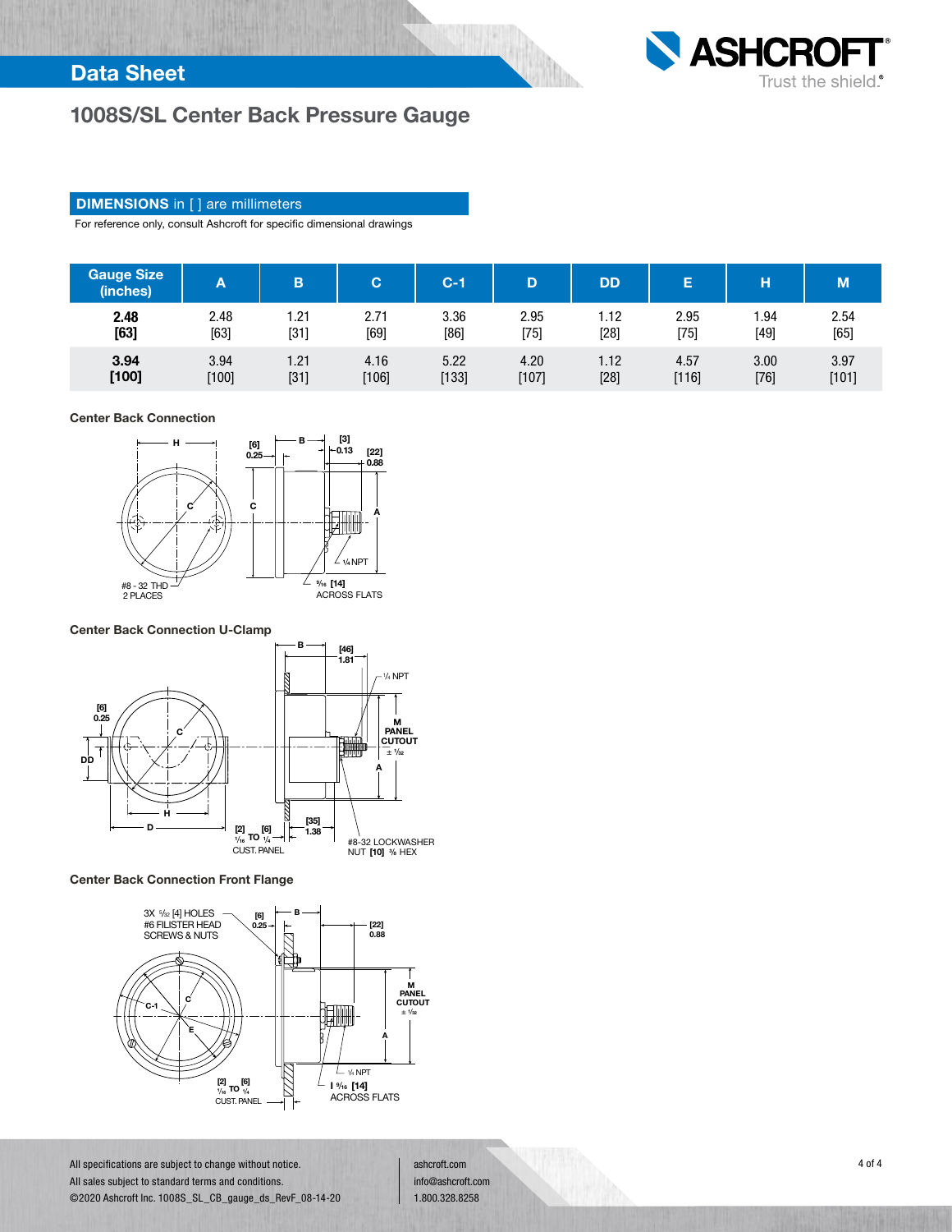# 1008S/SL Center Back Pressure Gauge

## DIMENSIONS in [ ] are millimeters

For reference only, consult Ashcroft for specific dimensional drawings

| Gauge Size (inches) | A | B | C | C-1 | D | DD | E | H | M |
|---|---|---|---|---|---|---|---|---|---|
| **2.48 [63]** | 2.48 [63] | 1.21 [31] | 2.71 [69] | 3.36 [86] | 2.95 [75] | 1.12 [28] | 2.95 [75] | 1.94 [49] | 2.54 [65] |
| **3.94 [100]** | 3.94 [100] | 1.21 [31] | 4.16 [106] | 5.22 [133] | 4.20 [107] | 1.12 [28] | 4.57 [116] | 3.00 [76] | 3.97 [101] |

**Center Back Connection**

H
C
#8 - 32 THD
2 PLACES
[6]
0.25
B
[3]
0.13
[22]
0.88
C
A
¼ NPT
⁹⁄₁₆ [14]
ACROSS FLATS

**Center Back Connection U-Clamp**

[6]
0.25
DD
C
H
D
B
[46]
1.81
¼ NPT
M
PANEL
CUTOUT
± ¹⁄₃₂
A
[2] [6]
¹⁄₁₆ TO ¼
CUST. PANEL
[35]
1.38
#8-32 LOCKWASHER
NUT [10] ⅜ HEX

**Center Back Connection Front Flange**

3X ⁵⁄₃₂ [4] HOLES
#6 FILISTER HEAD
SCREWS & NUTS
C-1
C
E
[6]
0.25
B
[22]
0.88
M
PANEL
CUTOUT
± ¹⁄₃₂
A
¼ NPT
⁹⁄₁₆ [14]
ACROSS FLATS
[2] [6]
¹⁄₁₆ TO ¼
CUST. PANEL

All specifications are subject to change without notice.
All sales subject to standard terms and conditions.
©2020 Ashcroft Inc. 1008S_SL_CB_gauge_ds_RevF_08-14-20

ashcroft.com
info@ashcroft.com
1.800.328.8258